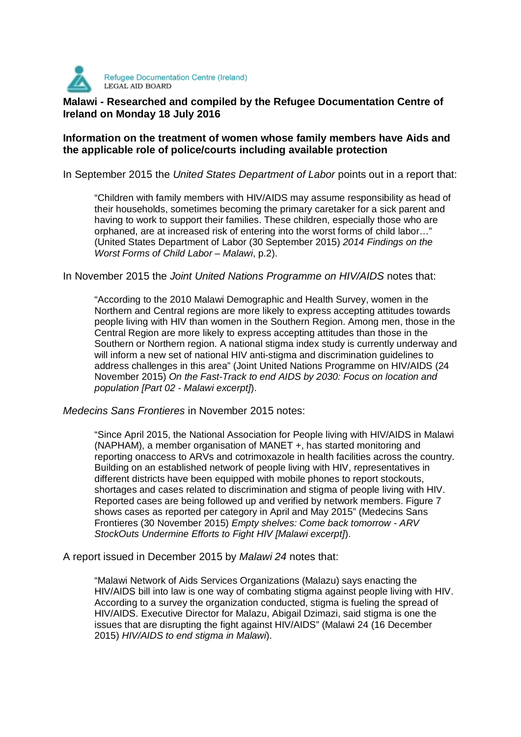Refugee Documentation Centre (Ireland)
LEGAL AID BOARD

**Malawi - Researched and compiled by the Refugee Documentation Centre of Ireland on Monday 18 July 2016**

**Information on the treatment of women whose family members have Aids and the applicable role of police/courts including available protection**

In September 2015 the *United States Department of Labor* points out in a report that:

> "Children with family members with HIV/AIDS may assume responsibility as head of their households, sometimes becoming the primary caretaker for a sick parent and having to work to support their families. These children, especially those who are orphaned, are at increased risk of entering into the worst forms of child labor…" (United States Department of Labor (30 September 2015) *2014 Findings on the Worst Forms of Child Labor – Malawi*, p.2).

In November 2015 the *Joint United Nations Programme on HIV/AIDS* notes that:

> "According to the 2010 Malawi Demographic and Health Survey, women in the Northern and Central regions are more likely to express accepting attitudes towards people living with HIV than women in the Southern Region. Among men, those in the Central Region are more likely to express accepting attitudes than those in the Southern or Northern region. A national stigma index study is currently underway and will inform a new set of national HIV anti-stigma and discrimination guidelines to address challenges in this area" (Joint United Nations Programme on HIV/AIDS (24 November 2015) *On the Fast-Track to end AIDS by 2030: Focus on location and population [Part 02 - Malawi excerpt]*).

*Medecins Sans Frontieres* in November 2015 notes:

> "Since April 2015, the National Association for People living with HIV/AIDS in Malawi (NAPHAM), a member organisation of MANET +, has started monitoring and reporting onaccess to ARVs and cotrimoxazole in health facilities across the country. Building on an established network of people living with HIV, representatives in different districts have been equipped with mobile phones to report stockouts, shortages and cases related to discrimination and stigma of people living with HIV. Reported cases are being followed up and verified by network members. Figure 7 shows cases as reported per category in April and May 2015" (Medecins Sans Frontieres (30 November 2015) *Empty shelves: Come back tomorrow - ARV StockOuts Undermine Efforts to Fight HIV [Malawi excerpt]*).

A report issued in December 2015 by *Malawi 24* notes that:

> "Malawi Network of Aids Services Organizations (Malazu) says enacting the HIV/AIDS bill into law is one way of combating stigma against people living with HIV. According to a survey the organization conducted, stigma is fueling the spread of HIV/AIDS. Executive Director for Malazu, Abigail Dzimazi, said stigma is one the issues that are disrupting the fight against HIV/AIDS" (Malawi 24 (16 December 2015) *HIV/AIDS to end stigma in Malawi*).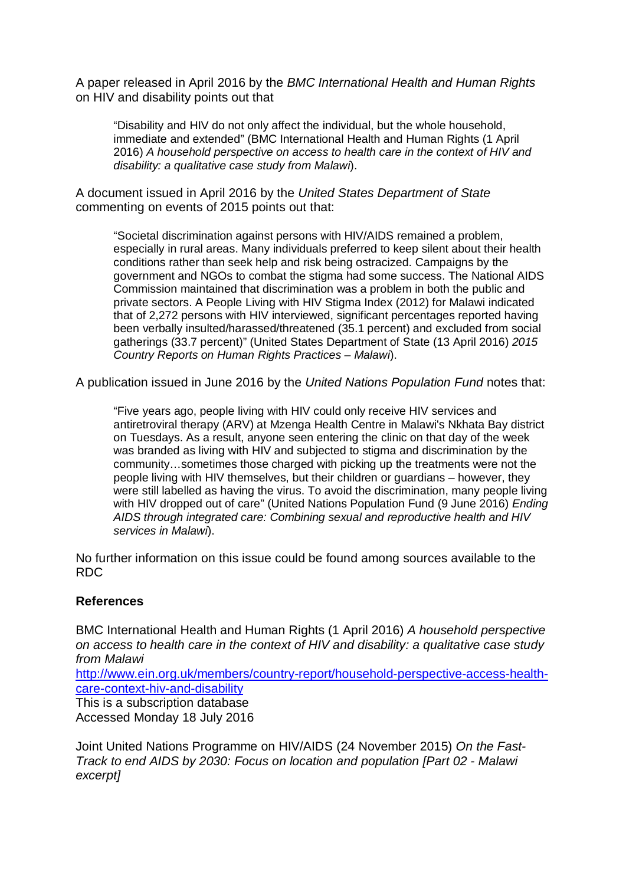A paper released in April 2016 by the *BMC International Health and Human Rights* on HIV and disability points out that

> "Disability and HIV do not only affect the individual, but the whole household, immediate and extended" (BMC International Health and Human Rights (1 April 2016) *A household perspective on access to health care in the context of HIV and disability: a qualitative case study from Malawi*).

A document issued in April 2016 by the *United States Department of State* commenting on events of 2015 points out that:

> "Societal discrimination against persons with HIV/AIDS remained a problem, especially in rural areas. Many individuals preferred to keep silent about their health conditions rather than seek help and risk being ostracized. Campaigns by the government and NGOs to combat the stigma had some success. The National AIDS Commission maintained that discrimination was a problem in both the public and private sectors. A People Living with HIV Stigma Index (2012) for Malawi indicated that of 2,272 persons with HIV interviewed, significant percentages reported having been verbally insulted/harassed/threatened (35.1 percent) and excluded from social gatherings (33.7 percent)" (United States Department of State (13 April 2016) *2015 Country Reports on Human Rights Practices – Malawi*).

A publication issued in June 2016 by the *United Nations Population Fund* notes that:

> "Five years ago, people living with HIV could only receive HIV services and antiretroviral therapy (ARV) at Mzenga Health Centre in Malawi's Nkhata Bay district on Tuesdays. As a result, anyone seen entering the clinic on that day of the week was branded as living with HIV and subjected to stigma and discrimination by the community…sometimes those charged with picking up the treatments were not the people living with HIV themselves, but their children or guardians – however, they were still labelled as having the virus. To avoid the discrimination, many people living with HIV dropped out of care" (United Nations Population Fund (9 June 2016) *Ending AIDS through integrated care: Combining sexual and reproductive health and HIV services in Malawi*).

No further information on this issue could be found among sources available to the RDC

**References**

BMC International Health and Human Rights (1 April 2016) *A household perspective on access to health care in the context of HIV and disability: a qualitative case study from Malawi*
http://www.ein.org.uk/members/country-report/household-perspective-access-health-care-context-hiv-and-disability
This is a subscription database
Accessed Monday 18 July 2016

Joint United Nations Programme on HIV/AIDS (24 November 2015) *On the Fast-Track to end AIDS by 2030: Focus on location and population [Part 02 - Malawi excerpt]*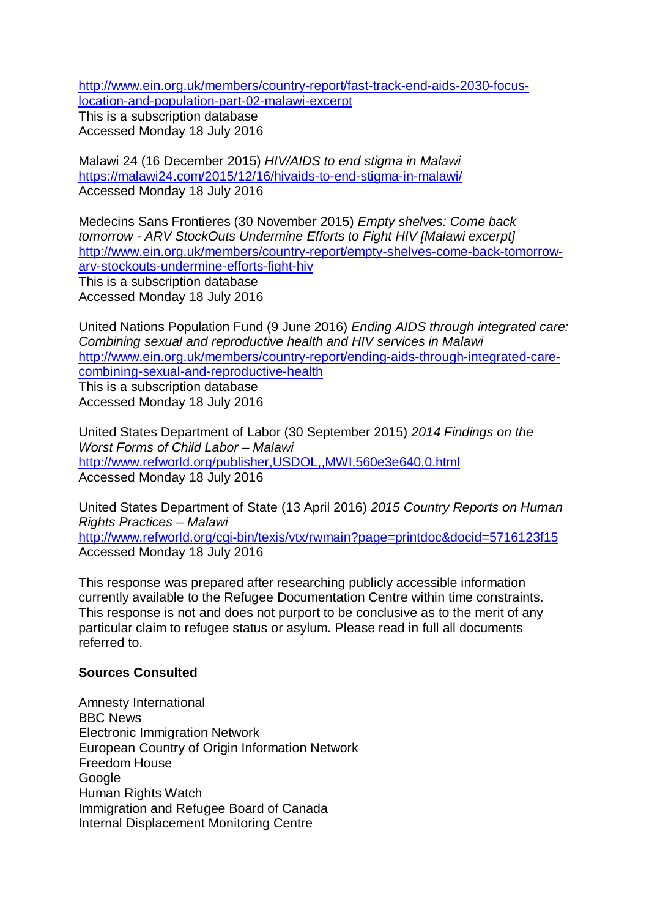http://www.ein.org.uk/members/country-report/fast-track-end-aids-2030-focus-location-and-population-part-02-malawi-excerpt
This is a subscription database
Accessed Monday 18 July 2016

Malawi 24 (16 December 2015) *HIV/AIDS to end stigma in Malawi*
https://malawi24.com/2015/12/16/hivaids-to-end-stigma-in-malawi/
Accessed Monday 18 July 2016

Medecins Sans Frontieres (30 November 2015) *Empty shelves: Come back tomorrow - ARV StockOuts Undermine Efforts to Fight HIV [Malawi excerpt]*
http://www.ein.org.uk/members/country-report/empty-shelves-come-back-tomorrow-arv-stockouts-undermine-efforts-fight-hiv
This is a subscription database
Accessed Monday 18 July 2016

United Nations Population Fund (9 June 2016) *Ending AIDS through integrated care: Combining sexual and reproductive health and HIV services in Malawi*
http://www.ein.org.uk/members/country-report/ending-aids-through-integrated-care-combining-sexual-and-reproductive-health
This is a subscription database
Accessed Monday 18 July 2016

United States Department of Labor (30 September 2015) *2014 Findings on the Worst Forms of Child Labor – Malawi*
http://www.refworld.org/publisher,USDOL,,MWI,560e3e640,0.html
Accessed Monday 18 July 2016

United States Department of State (13 April 2016) *2015 Country Reports on Human Rights Practices – Malawi*
http://www.refworld.org/cgi-bin/texis/vtx/rwmain?page=printdoc&docid=5716123f15
Accessed Monday 18 July 2016

This response was prepared after researching publicly accessible information currently available to the Refugee Documentation Centre within time constraints. This response is not and does not purport to be conclusive as to the merit of any particular claim to refugee status or asylum. Please read in full all documents referred to.

**Sources Consulted**

Amnesty International
BBC News
Electronic Immigration Network
European Country of Origin Information Network
Freedom House
Google
Human Rights Watch
Immigration and Refugee Board of Canada
Internal Displacement Monitoring Centre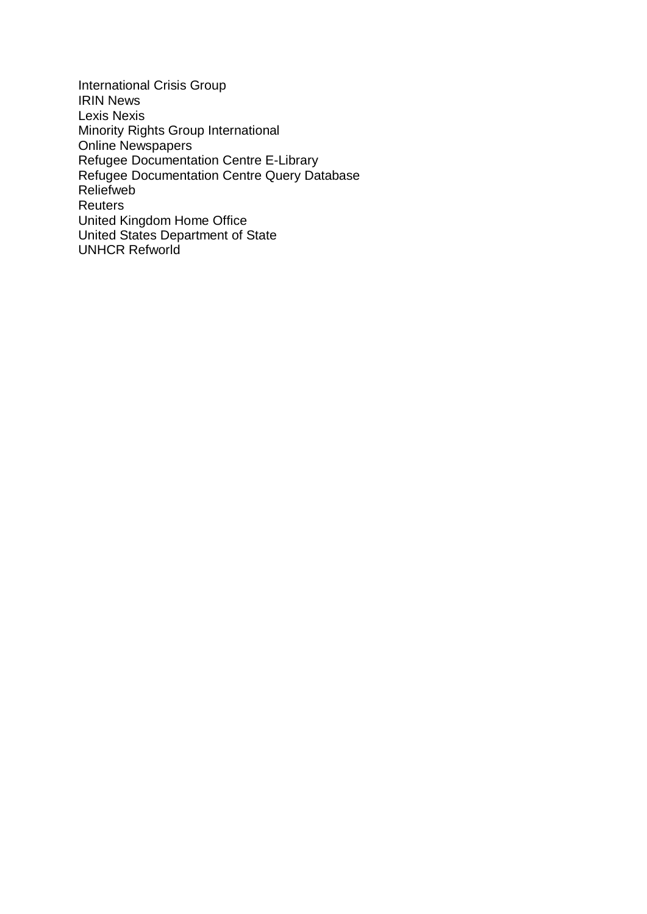International Crisis Group
IRIN News
Lexis Nexis
Minority Rights Group International
Online Newspapers
Refugee Documentation Centre E-Library
Refugee Documentation Centre Query Database
Reliefweb
Reuters
United Kingdom Home Office
United States Department of State
UNHCR Refworld